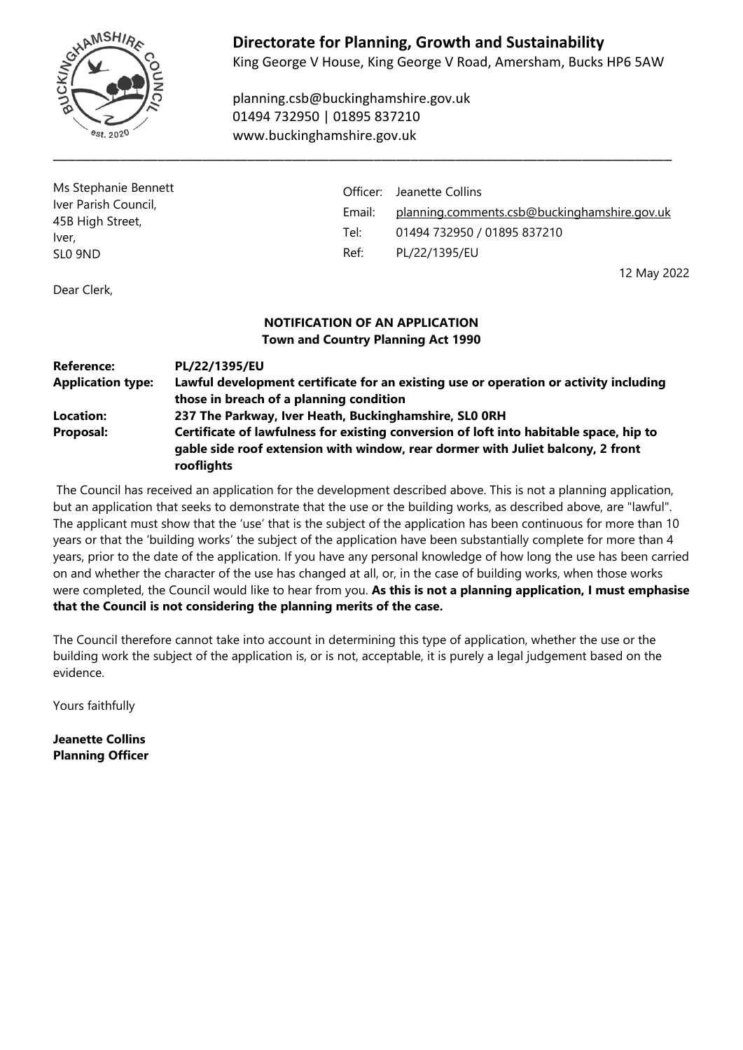# Directorate for Planning, Growth and Sustainability

King George V House, King George V Road, Amersham, Bucks HP6 5AW

planning.csb@buckinghamshire.gov.uk
01494 732950 | 01895 837210
www.buckinghamshire.gov.uk

---

Ms Stephanie Bennett
Iver Parish Council,
45B High Street,
Iver,
SL0 9ND

| | |
|---|---|
| Officer: | Jeanette Collins |
| Email: | planning.comments.csb@buckinghamshire.gov.uk |
| Tel: | 01494 732950 / 01895 837210 |
| Ref: | PL/22/1395/EU |

12 May 2022

Dear Clerk,

**NOTIFICATION OF AN APPLICATION**
**Town and Country Planning Act 1990**

| | |
|---|---|
| **Reference:** | **PL/22/1395/EU** |
| **Application type:** | **Lawful development certificate for an existing use or operation or activity including those in breach of a planning condition** |
| **Location:** | **237 The Parkway, Iver Heath, Buckinghamshire, SL0 0RH** |
| **Proposal:** | **Certificate of lawfulness for existing conversion of loft into habitable space, hip to gable side roof extension with window, rear dormer with Juliet balcony, 2 front rooflights** |

The Council has received an application for the development described above. This is not a planning application, but an application that seeks to demonstrate that the use or the building works, as described above, are "lawful". The applicant must show that the 'use' that is the subject of the application has been continuous for more than 10 years or that the 'building works' the subject of the application have been substantially complete for more than 4 years, prior to the date of the application. If you have any personal knowledge of how long the use has been carried on and whether the character of the use has changed at all, or, in the case of building works, when those works were completed, the Council would like to hear from you. **As this is not a planning application, I must emphasise that the Council is not considering the planning merits of the case.**

The Council therefore cannot take into account in determining this type of application, whether the use or the building work the subject of the application is, or is not, acceptable, it is purely a legal judgement based on the evidence.

Yours faithfully

**Jeanette Collins**
**Planning Officer**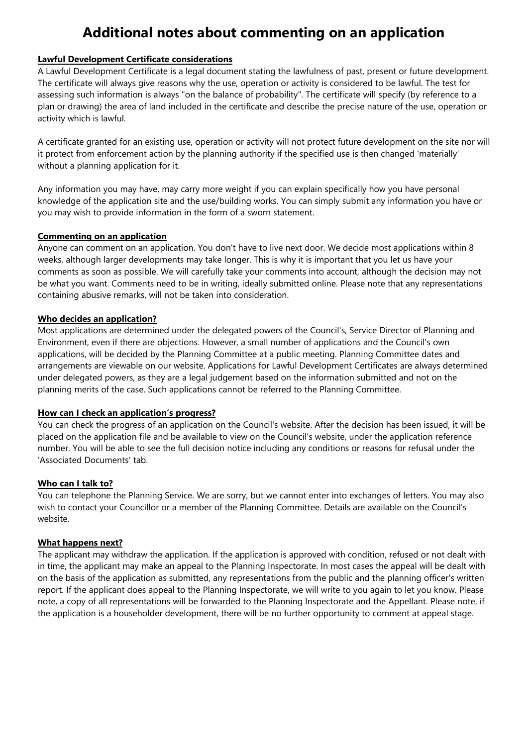# Additional notes about commenting on an application

**Lawful Development Certificate considerations**

A Lawful Development Certificate is a legal document stating the lawfulness of past, present or future development. The certificate will always give reasons why the use, operation or activity is considered to be lawful. The test for assessing such information is always "on the balance of probability". The certificate will specify (by reference to a plan or drawing) the area of land included in the certificate and describe the precise nature of the use, operation or activity which is lawful.

A certificate granted for an existing use, operation or activity will not protect future development on the site nor will it protect from enforcement action by the planning authority if the specified use is then changed 'materially' without a planning application for it.

Any information you may have, may carry more weight if you can explain specifically how you have personal knowledge of the application site and the use/building works. You can simply submit any information you have or you may wish to provide information in the form of a sworn statement.

**Commenting on an application**

Anyone can comment on an application. You don't have to live next door. We decide most applications within 8 weeks, although larger developments may take longer. This is why it is important that you let us have your comments as soon as possible. We will carefully take your comments into account, although the decision may not be what you want. Comments need to be in writing, ideally submitted online. Please note that any representations containing abusive remarks, will not be taken into consideration.

**Who decides an application?**

Most applications are determined under the delegated powers of the Council's, Service Director of Planning and Environment, even if there are objections. However, a small number of applications and the Council's own applications, will be decided by the Planning Committee at a public meeting. Planning Committee dates and arrangements are viewable on our website. Applications for Lawful Development Certificates are always determined under delegated powers, as they are a legal judgement based on the information submitted and not on the planning merits of the case. Such applications cannot be referred to the Planning Committee.

**How can I check an application's progress?**

You can check the progress of an application on the Council's website. After the decision has been issued, it will be placed on the application file and be available to view on the Council's website, under the application reference number. You will be able to see the full decision notice including any conditions or reasons for refusal under the 'Associated Documents' tab.

**Who can I talk to?**

You can telephone the Planning Service. We are sorry, but we cannot enter into exchanges of letters. You may also wish to contact your Councillor or a member of the Planning Committee. Details are available on the Council's website.

**What happens next?**

The applicant may withdraw the application. If the application is approved with condition, refused or not dealt with in time, the applicant may make an appeal to the Planning Inspectorate. In most cases the appeal will be dealt with on the basis of the application as submitted, any representations from the public and the planning officer's written report. If the applicant does appeal to the Planning Inspectorate, we will write to you again to let you know. Please note, a copy of all representations will be forwarded to the Planning Inspectorate and the Appellant. Please note, if the application is a householder development, there will be no further opportunity to comment at appeal stage.